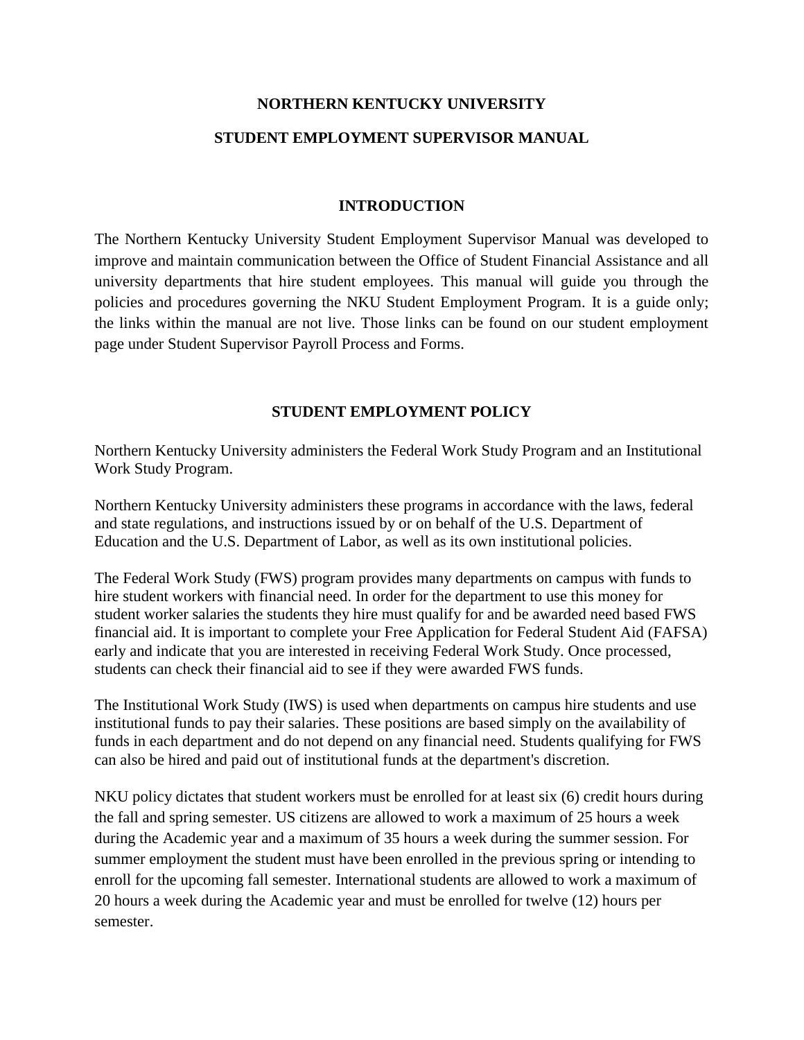# NORTHERN KENTUCKY UNIVERSITY

# STUDENT EMPLOYMENT SUPERVISOR MANUAL

## INTRODUCTION

The Northern Kentucky University Student Employment Supervisor Manual was developed to improve and maintain communication between the Office of Student Financial Assistance and all university departments that hire student employees. This manual will guide you through the policies and procedures governing the NKU Student Employment Program. It is a guide only; the links within the manual are not live. Those links can be found on our student employment page under Student Supervisor Payroll Process and Forms.

## STUDENT EMPLOYMENT POLICY

Northern Kentucky University administers the Federal Work Study Program and an Institutional Work Study Program.

Northern Kentucky University administers these programs in accordance with the laws, federal and state regulations, and instructions issued by or on behalf of the U.S. Department of Education and the U.S. Department of Labor, as well as its own institutional policies.

The Federal Work Study (FWS) program provides many departments on campus with funds to hire student workers with financial need. In order for the department to use this money for student worker salaries the students they hire must qualify for and be awarded need based FWS financial aid. It is important to complete your Free Application for Federal Student Aid (FAFSA) early and indicate that you are interested in receiving Federal Work Study. Once processed, students can check their financial aid to see if they were awarded FWS funds.

The Institutional Work Study (IWS) is used when departments on campus hire students and use institutional funds to pay their salaries. These positions are based simply on the availability of funds in each department and do not depend on any financial need. Students qualifying for FWS can also be hired and paid out of institutional funds at the department's discretion.

NKU policy dictates that student workers must be enrolled for at least six (6) credit hours during the fall and spring semester. US citizens are allowed to work a maximum of 25 hours a week during the Academic year and a maximum of 35 hours a week during the summer session. For summer employment the student must have been enrolled in the previous spring or intending to enroll for the upcoming fall semester. International students are allowed to work a maximum of 20 hours a week during the Academic year and must be enrolled for twelve (12) hours per semester.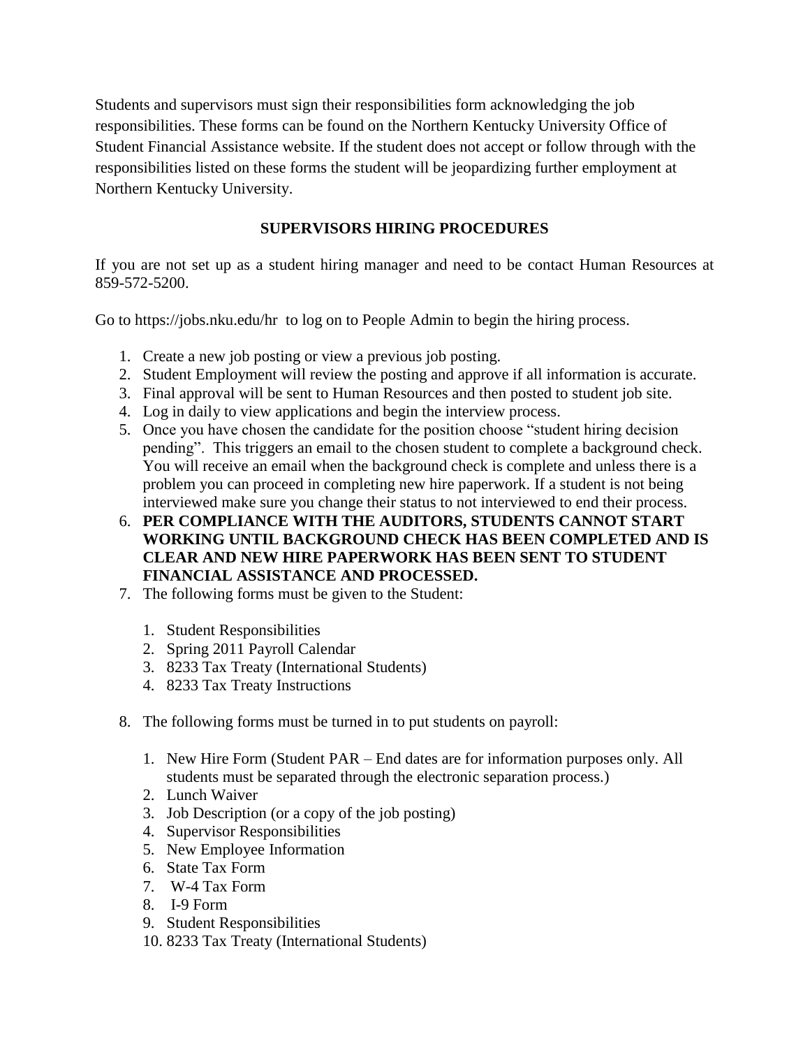Students and supervisors must sign their responsibilities form acknowledging the job responsibilities. These forms can be found on the Northern Kentucky University Office of Student Financial Assistance website. If the student does not accept or follow through with the responsibilities listed on these forms the student will be jeopardizing further employment at Northern Kentucky University.

## SUPERVISORS HIRING PROCEDURES

If you are not set up as a student hiring manager and need to be contact Human Resources at 859-572-5200.

Go to https://jobs.nku.edu/hr to log on to People Admin to begin the hiring process.

1. Create a new job posting or view a previous job posting.
2. Student Employment will review the posting and approve if all information is accurate.
3. Final approval will be sent to Human Resources and then posted to student job site.
4. Log in daily to view applications and begin the interview process.
5. Once you have chosen the candidate for the position choose "student hiring decision pending". This triggers an email to the chosen student to complete a background check. You will receive an email when the background check is complete and unless there is a problem you can proceed in completing new hire paperwork. If a student is not being interviewed make sure you change their status to not interviewed to end their process.
6. **PER COMPLIANCE WITH THE AUDITORS, STUDENTS CANNOT START WORKING UNTIL BACKGROUND CHECK HAS BEEN COMPLETED AND IS CLEAR AND NEW HIRE PAPERWORK HAS BEEN SENT TO STUDENT FINANCIAL ASSISTANCE AND PROCESSED.**
7. The following forms must be given to the Student:
    1. Student Responsibilities
    2. Spring 2011 Payroll Calendar
    3. 8233 Tax Treaty (International Students)
    4. 8233 Tax Treaty Instructions
8. The following forms must be turned in to put students on payroll:
    1. New Hire Form (Student PAR – End dates are for information purposes only. All students must be separated through the electronic separation process.)
    2. Lunch Waiver
    3. Job Description (or a copy of the job posting)
    4. Supervisor Responsibilities
    5. New Employee Information
    6. State Tax Form
    7. W-4 Tax Form
    8. I-9 Form
    9. Student Responsibilities
    10. 8233 Tax Treaty (International Students)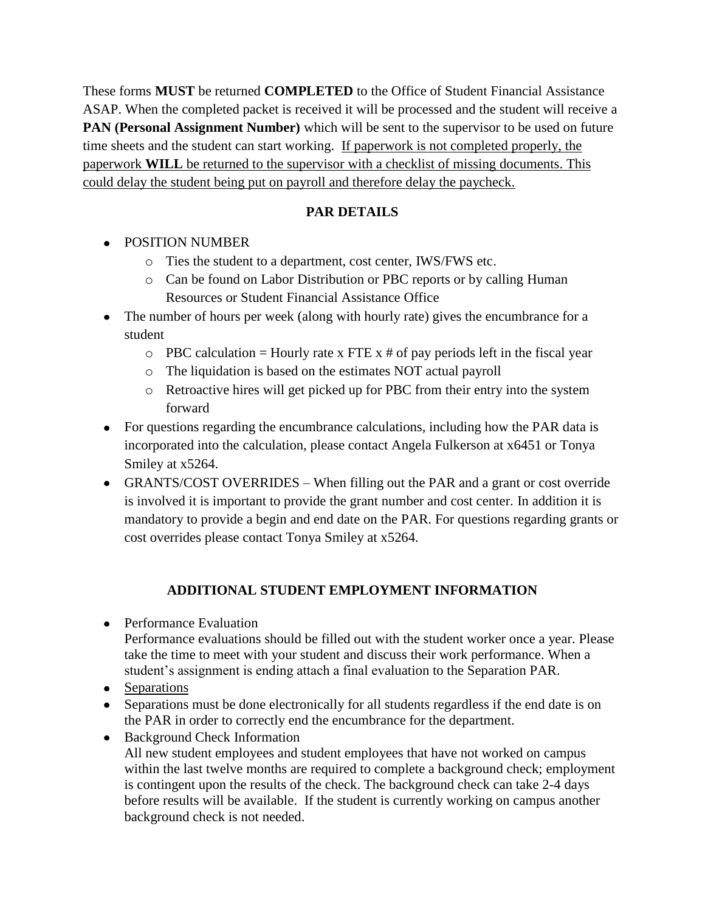These forms **MUST** be returned **COMPLETED** to the Office of Student Financial Assistance ASAP. When the completed packet is received it will be processed and the student will receive a **PAN (Personal Assignment Number)** which will be sent to the supervisor to be used on future time sheets and the student can start working. <u>If paperwork is not completed properly, the paperwork **WILL** be returned to the supervisor with a checklist of missing documents. This could delay the student being put on payroll and therefore delay the paycheck.</u>

## PAR DETAILS

- POSITION NUMBER
  - Ties the student to a department, cost center, IWS/FWS etc.
  - Can be found on Labor Distribution or PBC reports or by calling Human Resources or Student Financial Assistance Office
- The number of hours per week (along with hourly rate) gives the encumbrance for a student
  - PBC calculation = Hourly rate x FTE x # of pay periods left in the fiscal year
  - The liquidation is based on the estimates NOT actual payroll
  - Retroactive hires will get picked up for PBC from their entry into the system forward
- For questions regarding the encumbrance calculations, including how the PAR data is incorporated into the calculation, please contact Angela Fulkerson at x6451 or Tonya Smiley at x5264.
- GRANTS/COST OVERRIDES – When filling out the PAR and a grant or cost override is involved it is important to provide the grant number and cost center. In addition it is mandatory to provide a begin and end date on the PAR. For questions regarding grants or cost overrides please contact Tonya Smiley at x5264.

## ADDITIONAL STUDENT EMPLOYMENT INFORMATION

- Performance Evaluation  
  Performance evaluations should be filled out with the student worker once a year. Please take the time to meet with your student and discuss their work performance. When a student's assignment is ending attach a final evaluation to the Separation PAR.
- <u>Separations</u>
- Separations must be done electronically for all students regardless if the end date is on the PAR in order to correctly end the encumbrance for the department.
- Background Check Information  
  All new student employees and student employees that have not worked on campus within the last twelve months are required to complete a background check; employment is contingent upon the results of the check. The background check can take 2-4 days before results will be available. If the student is currently working on campus another background check is not needed.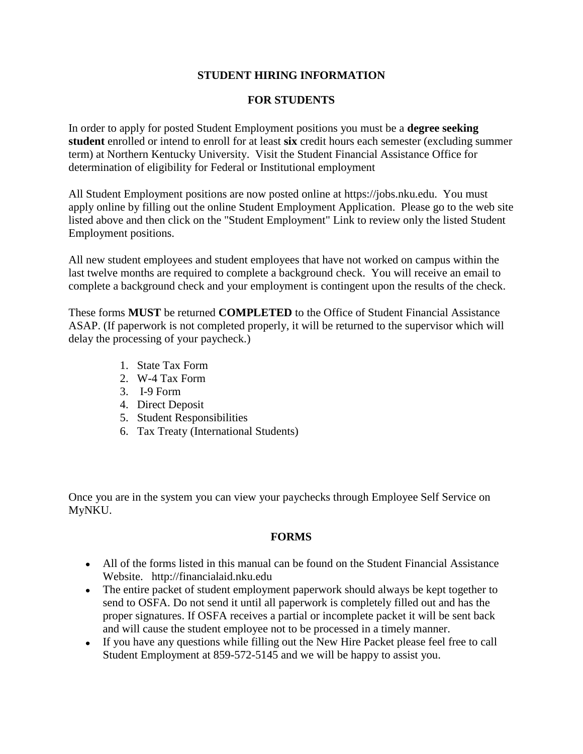## STUDENT HIRING INFORMATION

## FOR STUDENTS

In order to apply for posted Student Employment positions you must be a **degree seeking student** enrolled or intend to enroll for at least **six** credit hours each semester (excluding summer term) at Northern Kentucky University. Visit the Student Financial Assistance Office for determination of eligibility for Federal or Institutional employment

All Student Employment positions are now posted online at https://jobs.nku.edu. You must apply online by filling out the online Student Employment Application. Please go to the web site listed above and then click on the "Student Employment" Link to review only the listed Student Employment positions.

All new student employees and student employees that have not worked on campus within the last twelve months are required to complete a background check. You will receive an email to complete a background check and your employment is contingent upon the results of the check.

These forms **MUST** be returned **COMPLETED** to the Office of Student Financial Assistance ASAP. (If paperwork is not completed properly, it will be returned to the supervisor which will delay the processing of your paycheck.)

1. State Tax Form
2. W-4 Tax Form
3. I-9 Form
4. Direct Deposit
5. Student Responsibilities
6. Tax Treaty (International Students)

Once you are in the system you can view your paychecks through Employee Self Service on MyNKU.

## FORMS

- All of the forms listed in this manual can be found on the Student Financial Assistance Website. http://financialaid.nku.edu
- The entire packet of student employment paperwork should always be kept together to send to OSFA. Do not send it until all paperwork is completely filled out and has the proper signatures. If OSFA receives a partial or incomplete packet it will be sent back and will cause the student employee not to be processed in a timely manner.
- If you have any questions while filling out the New Hire Packet please feel free to call Student Employment at 859-572-5145 and we will be happy to assist you.